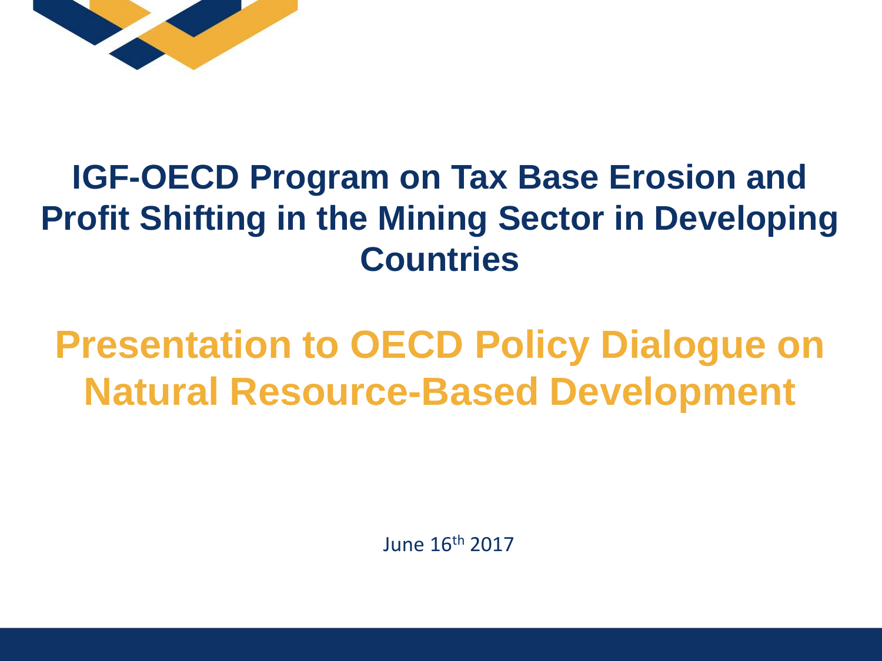# IGF-OECD Program on Tax Base Erosion and Profit Shifting in the Mining Sector in Developing Countries

## Presentation to OECD Policy Dialogue on Natural Resource-Based Development

June 16th 2017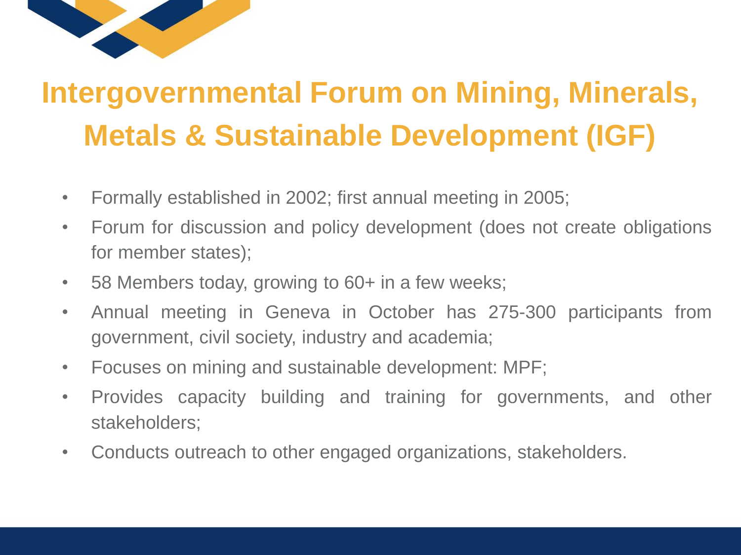# Intergovernmental Forum on Mining, Minerals, Metals & Sustainable Development (IGF)

- Formally established in 2002; first annual meeting in 2005;
- Forum for discussion and policy development (does not create obligations for member states);
- 58 Members today, growing to 60+ in a few weeks;
- Annual meeting in Geneva in October has 275-300 participants from government, civil society, industry and academia;
- Focuses on mining and sustainable development: MPF;
- Provides capacity building and training for governments, and other stakeholders;
- Conducts outreach to other engaged organizations, stakeholders.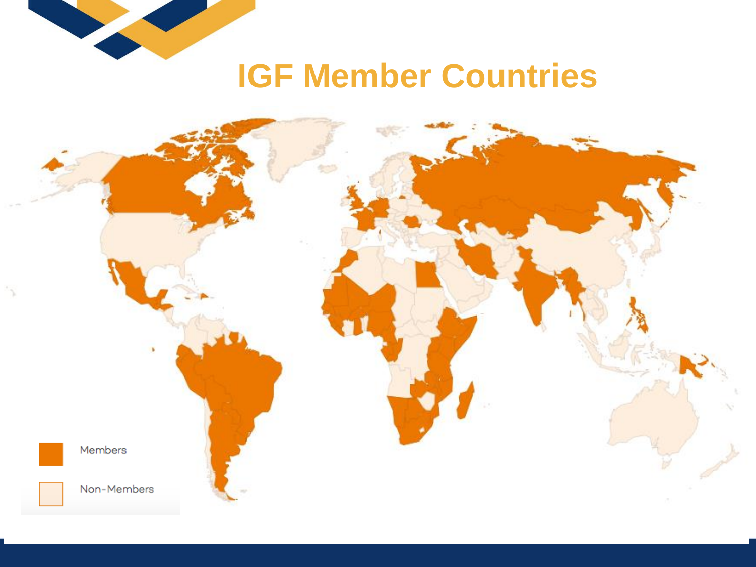# IGF Member Countries

Members

Non-Members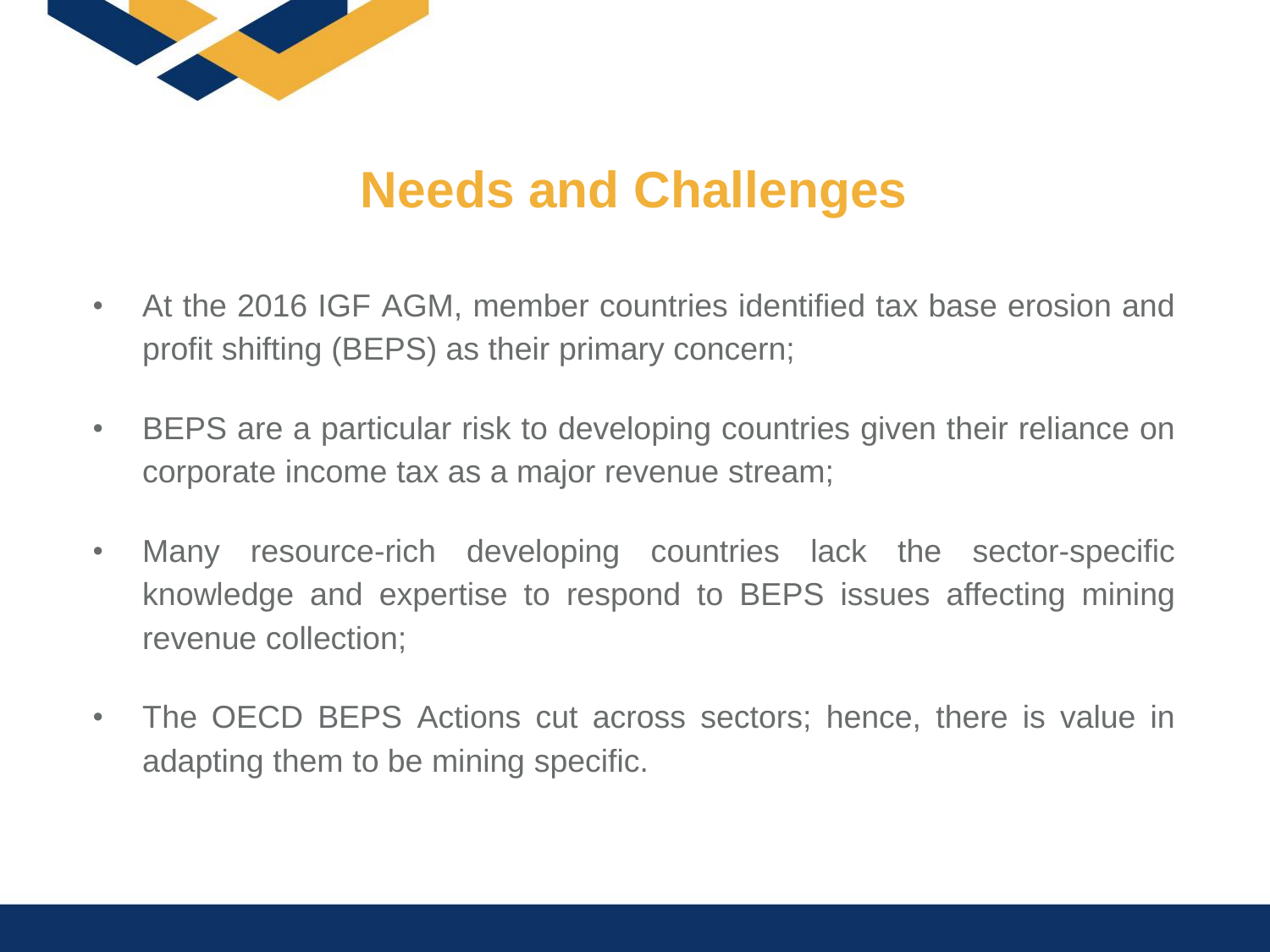# Needs and Challenges

- At the 2016 IGF AGM, member countries identified tax base erosion and profit shifting (BEPS) as their primary concern;
- BEPS are a particular risk to developing countries given their reliance on corporate income tax as a major revenue stream;
- Many resource-rich developing countries lack the sector-specific knowledge and expertise to respond to BEPS issues affecting mining revenue collection;
- The OECD BEPS Actions cut across sectors; hence, there is value in adapting them to be mining specific.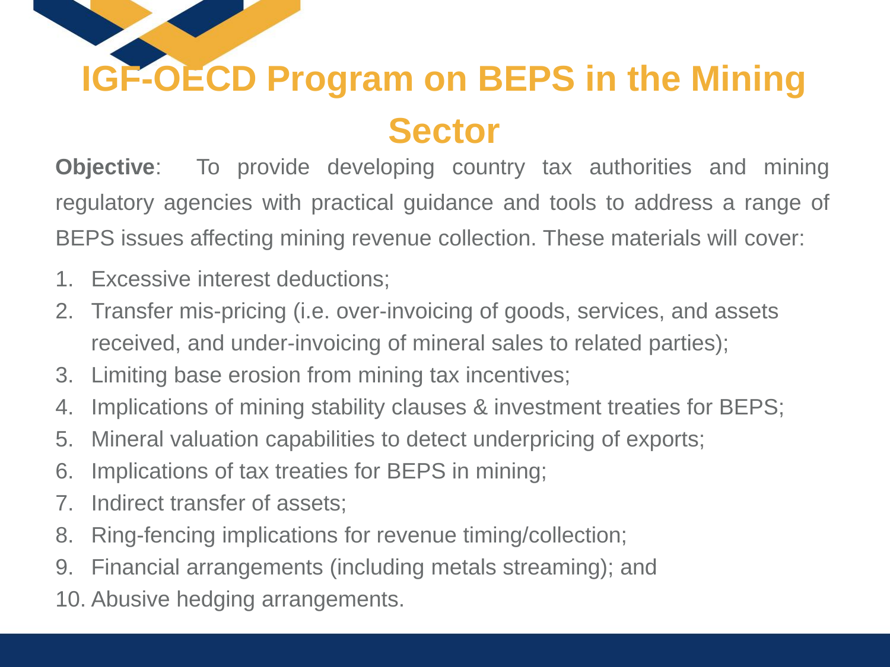# IGF-OECD Program on BEPS in the Mining Sector

**Objective**: To provide developing country tax authorities and mining regulatory agencies with practical guidance and tools to address a range of BEPS issues affecting mining revenue collection. These materials will cover:

1. Excessive interest deductions;
2. Transfer mis-pricing (i.e. over-invoicing of goods, services, and assets received, and under-invoicing of mineral sales to related parties);
3. Limiting base erosion from mining tax incentives;
4. Implications of mining stability clauses & investment treaties for BEPS;
5. Mineral valuation capabilities to detect underpricing of exports;
6. Implications of tax treaties for BEPS in mining;
7. Indirect transfer of assets;
8. Ring-fencing implications for revenue timing/collection;
9. Financial arrangements (including metals streaming); and
10. Abusive hedging arrangements.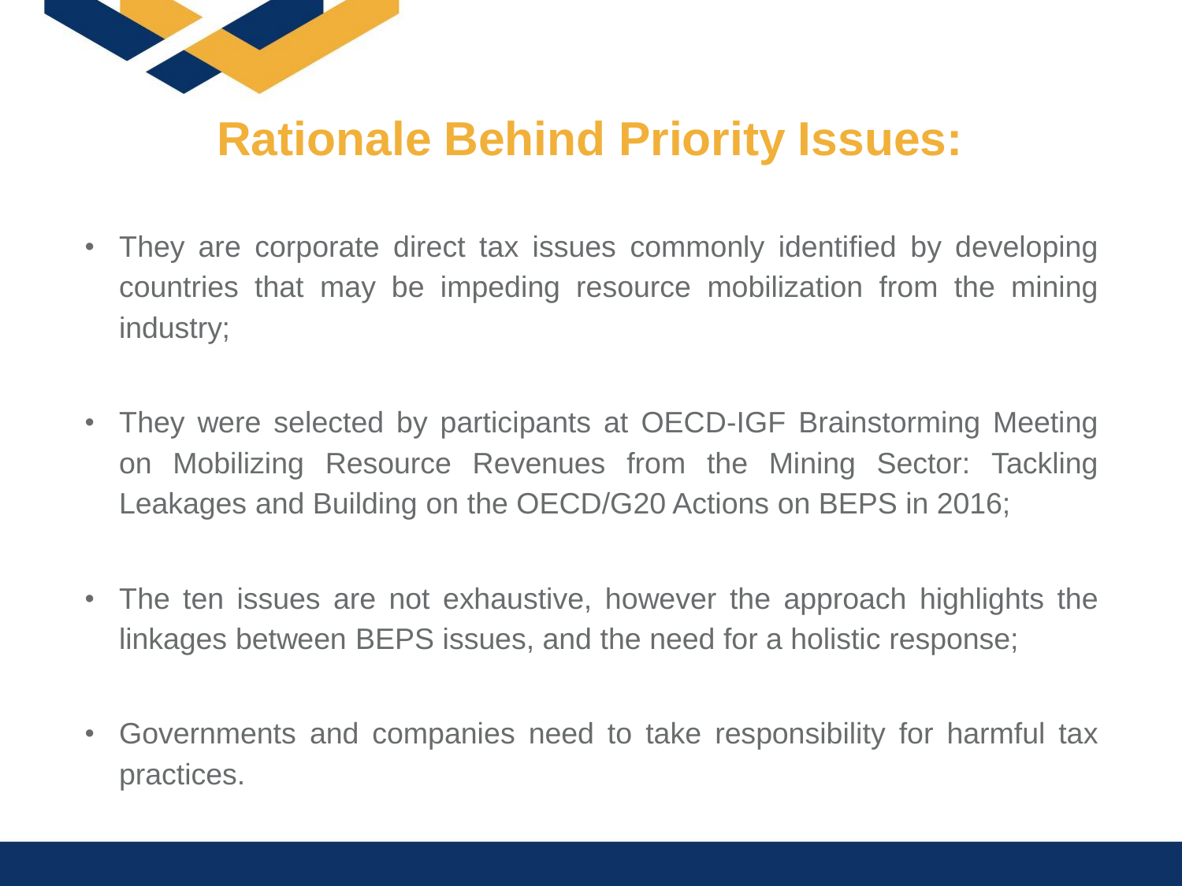# Rationale Behind Priority Issues:

- They are corporate direct tax issues commonly identified by developing countries that may be impeding resource mobilization from the mining industry;

- They were selected by participants at OECD-IGF Brainstorming Meeting on Mobilizing Resource Revenues from the Mining Sector: Tackling Leakages and Building on the OECD/G20 Actions on BEPS in 2016;

- The ten issues are not exhaustive, however the approach highlights the linkages between BEPS issues, and the need for a holistic response;

- Governments and companies need to take responsibility for harmful tax practices.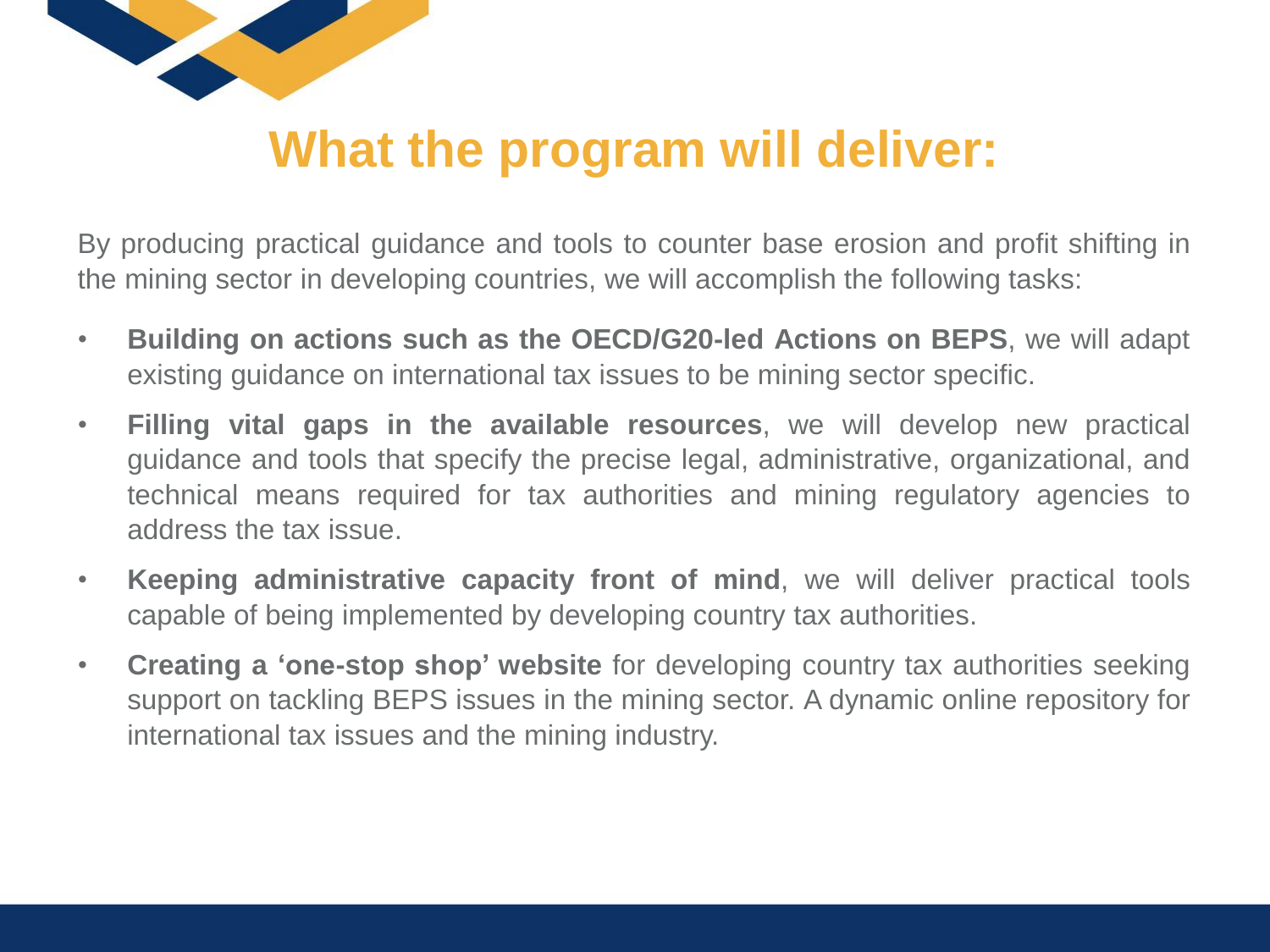# What the program will deliver:

By producing practical guidance and tools to counter base erosion and profit shifting in the mining sector in developing countries, we will accomplish the following tasks:

- **Building on actions such as the OECD/G20-led Actions on BEPS**, we will adapt existing guidance on international tax issues to be mining sector specific.
- **Filling vital gaps in the available resources**, we will develop new practical guidance and tools that specify the precise legal, administrative, organizational, and technical means required for tax authorities and mining regulatory agencies to address the tax issue.
- **Keeping administrative capacity front of mind**, we will deliver practical tools capable of being implemented by developing country tax authorities.
- **Creating a 'one-stop shop' website** for developing country tax authorities seeking support on tackling BEPS issues in the mining sector. A dynamic online repository for international tax issues and the mining industry.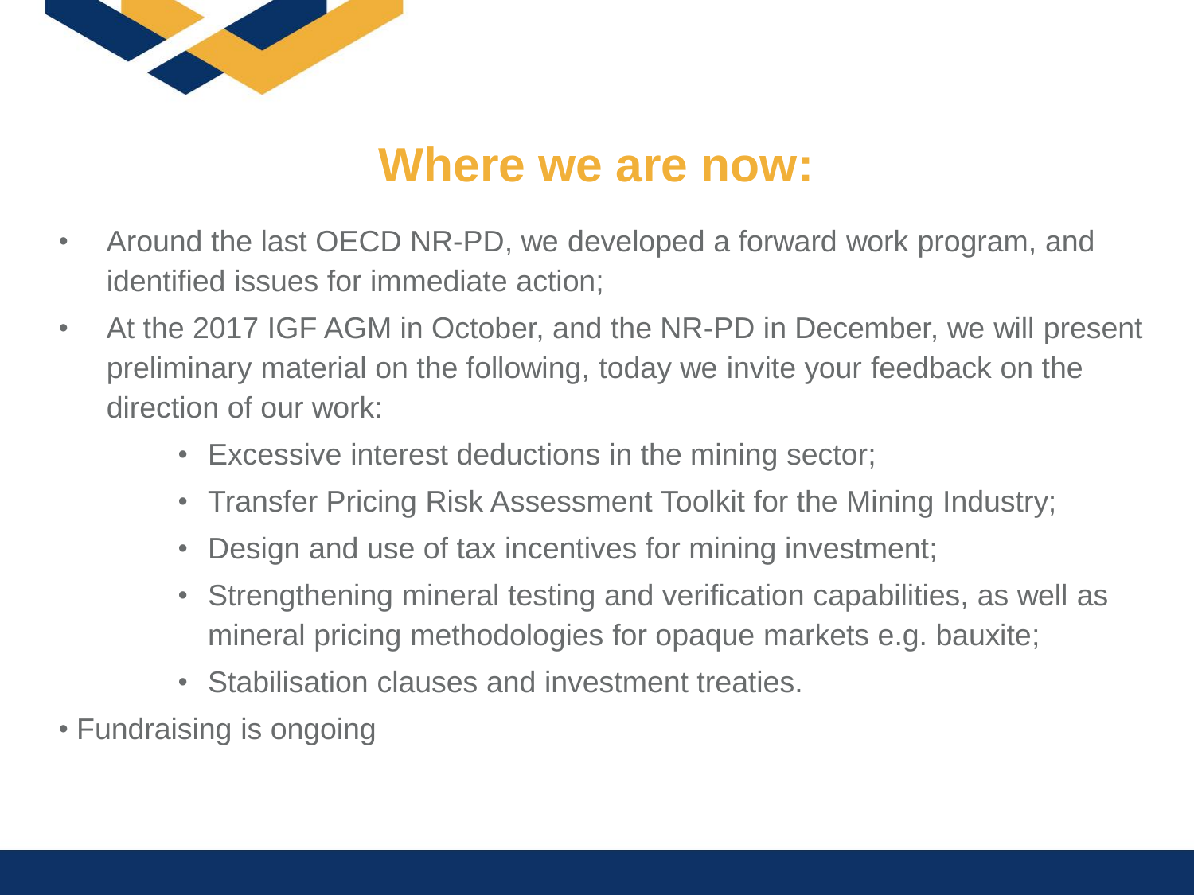# Where we are now:

- Around the last OECD NR-PD, we developed a forward work program, and identified issues for immediate action;
- At the 2017 IGF AGM in October, and the NR-PD in December, we will present preliminary material on the following, today we invite your feedback on the direction of our work:
  - Excessive interest deductions in the mining sector;
  - Transfer Pricing Risk Assessment Toolkit for the Mining Industry;
  - Design and use of tax incentives for mining investment;
  - Strengthening mineral testing and verification capabilities, as well as mineral pricing methodologies for opaque markets e.g. bauxite;
  - Stabilisation clauses and investment treaties.
- Fundraising is ongoing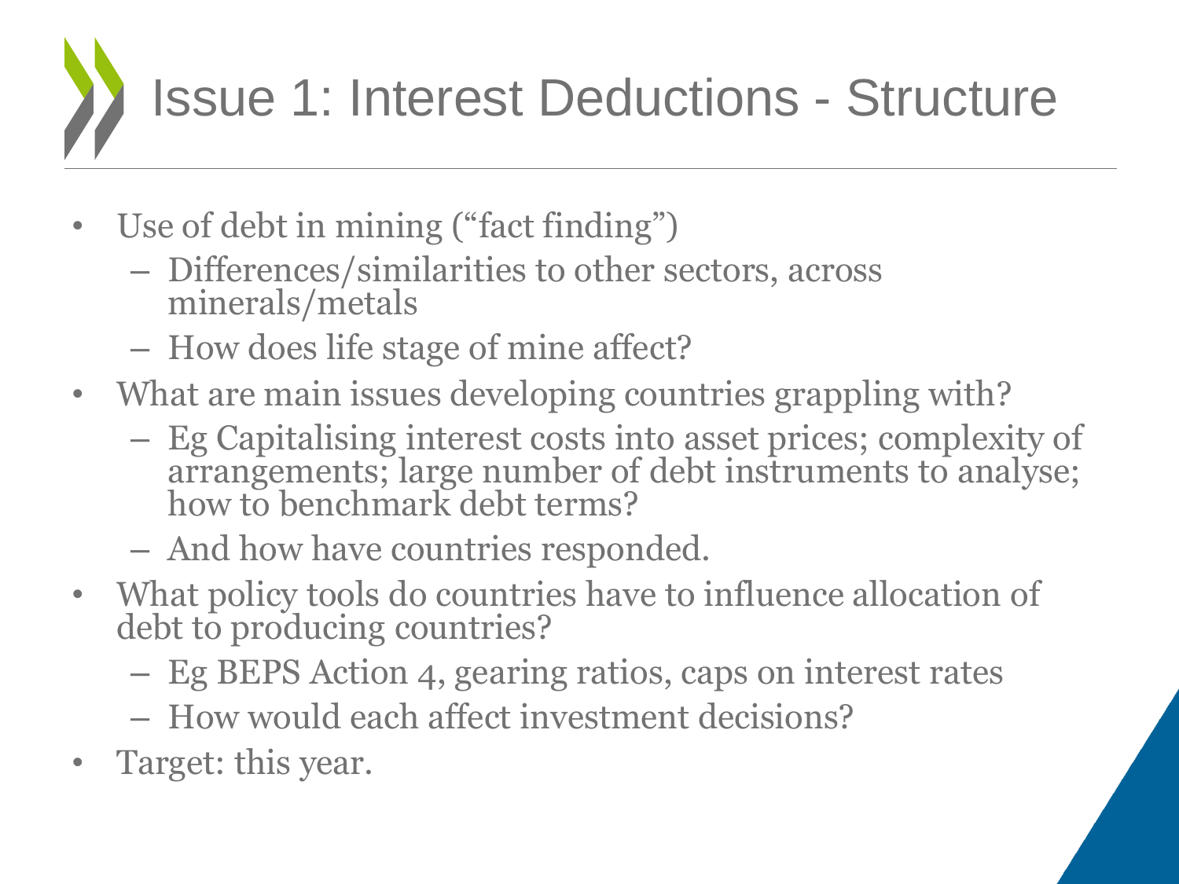# Issue 1: Interest Deductions - Structure

- Use of debt in mining ("fact finding")
  - Differences/similarities to other sectors, across minerals/metals
  - How does life stage of mine affect?
- What are main issues developing countries grappling with?
  - Eg Capitalising interest costs into asset prices; complexity of arrangements; large number of debt instruments to analyse; how to benchmark debt terms?
  - And how have countries responded.
- What policy tools do countries have to influence allocation of debt to producing countries?
  - Eg BEPS Action 4, gearing ratios, caps on interest rates
  - How would each affect investment decisions?
- Target: this year.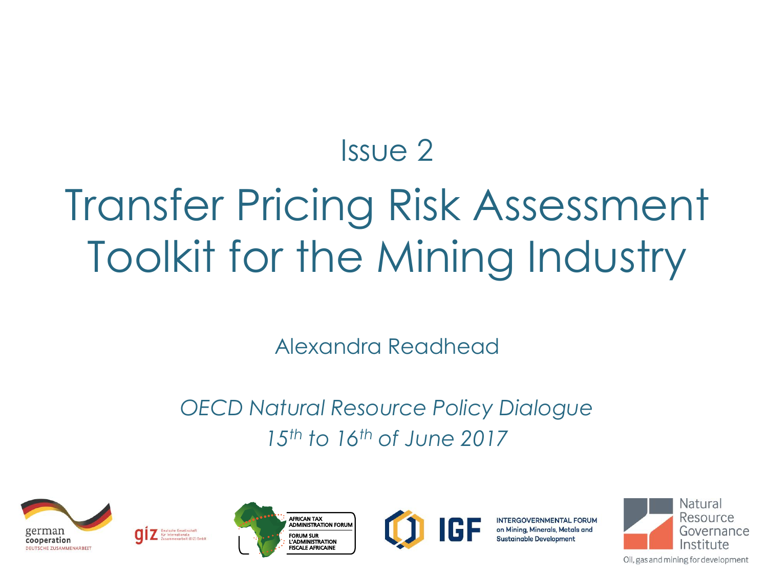Issue 2

# Transfer Pricing Risk Assessment Toolkit for the Mining Industry

Alexandra Readhead

*OECD Natural Resource Policy Dialogue*
*15th to 16th of June 2017*

german cooperation
DEUTSCHE ZUSAMMENARBEIT

giz Deutsche Gesellschaft für Internationale Zusammenarbeit (GIZ) GmbH

AFRICAN TAX ADMINISTRATION FORUM
FORUM SUR L'ADMINISTRATION FISCALE AFRICAINE

IGF INTERGOVERNMENTAL FORUM on Mining, Minerals, Metals and Sustainable Development

Natural Resource Governance Institute
Oil, gas and mining for development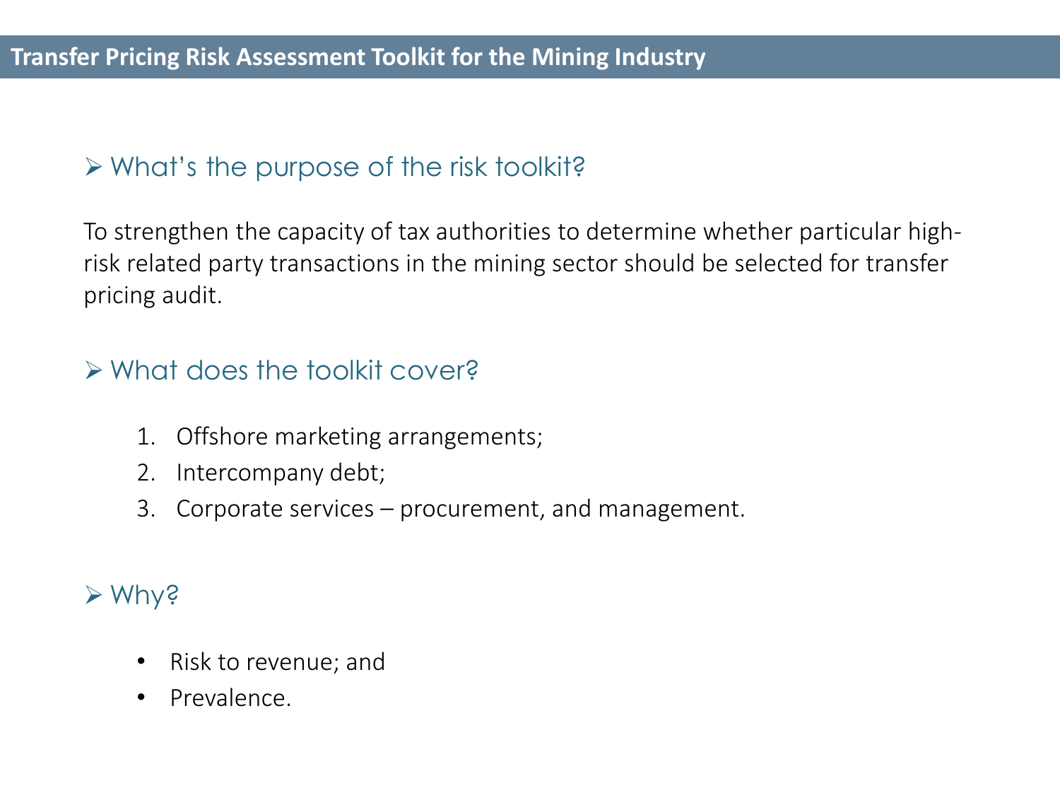# Transfer Pricing Risk Assessment Toolkit for the Mining Industry

## What's the purpose of the risk toolkit?

To strengthen the capacity of tax authorities to determine whether particular high-risk related party transactions in the mining sector should be selected for transfer pricing audit.

## What does the toolkit cover?

1. Offshore marketing arrangements;
2. Intercompany debt;
3. Corporate services – procurement, and management.

## Why?

- Risk to revenue; and
- Prevalence.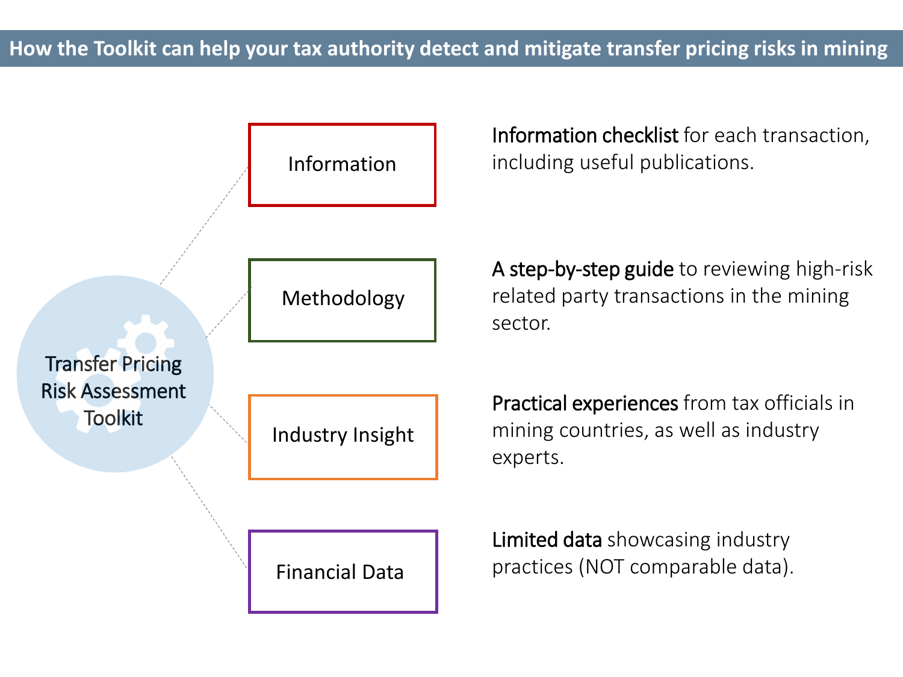# How the Toolkit can help your tax authority detect and mitigate transfer pricing risks in mining

Transfer Pricing Risk Assessment Toolkit

| Component | Description |
| --- | --- |
| Information | **Information checklist** for each transaction, including useful publications. |
| Methodology | **A step-by-step guide** to reviewing high-risk related party transactions in the mining sector. |
| Industry Insight | **Practical experiences** from tax officials in mining countries, as well as industry experts. |
| Financial Data | **Limited data** showcasing industry practices (NOT comparable data). |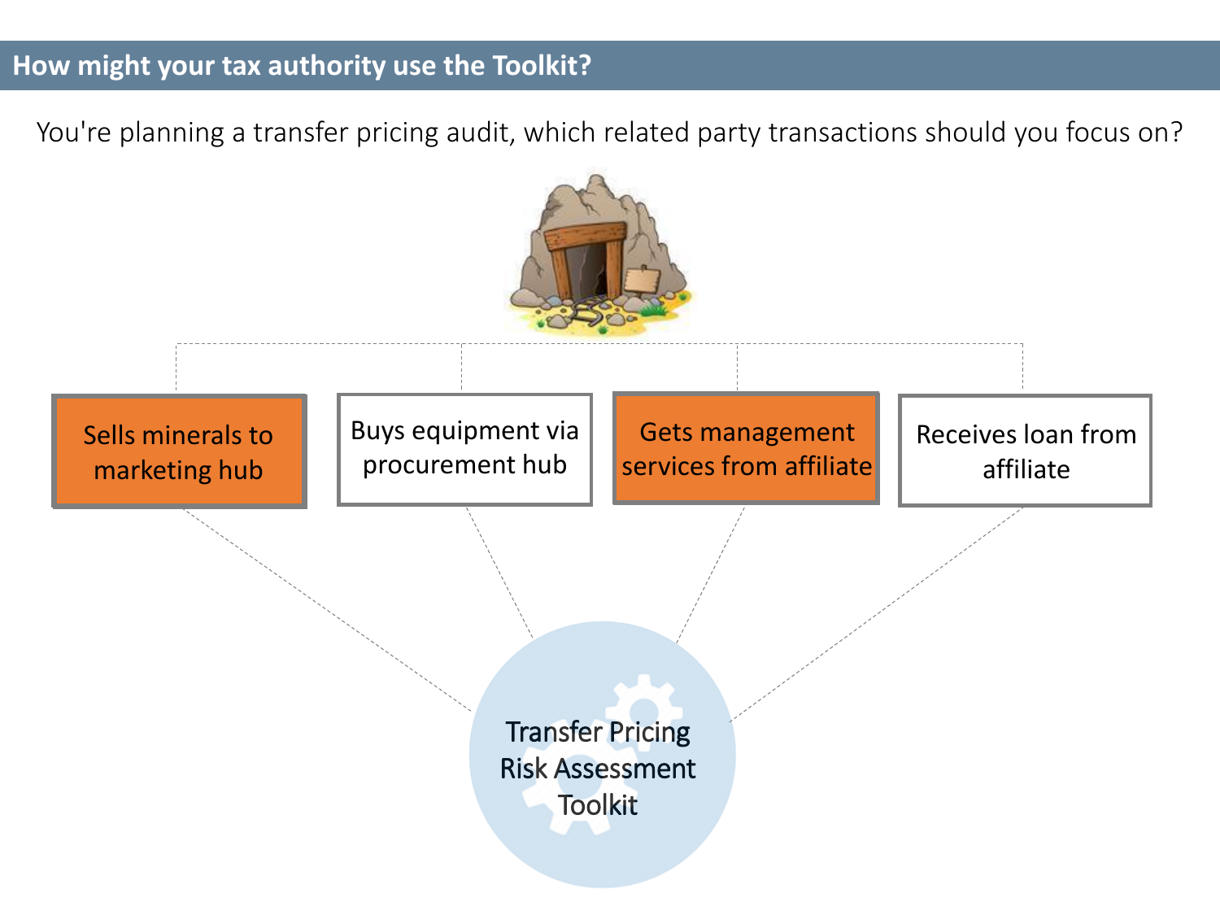## How might your tax authority use the Toolkit?

You're planning a transfer pricing audit, which related party transactions should you focus on?

- Sells minerals to marketing hub
- Buys equipment via procurement hub
- Gets management services from affiliate
- Receives loan from affiliate

Transfer Pricing Risk Assessment Toolkit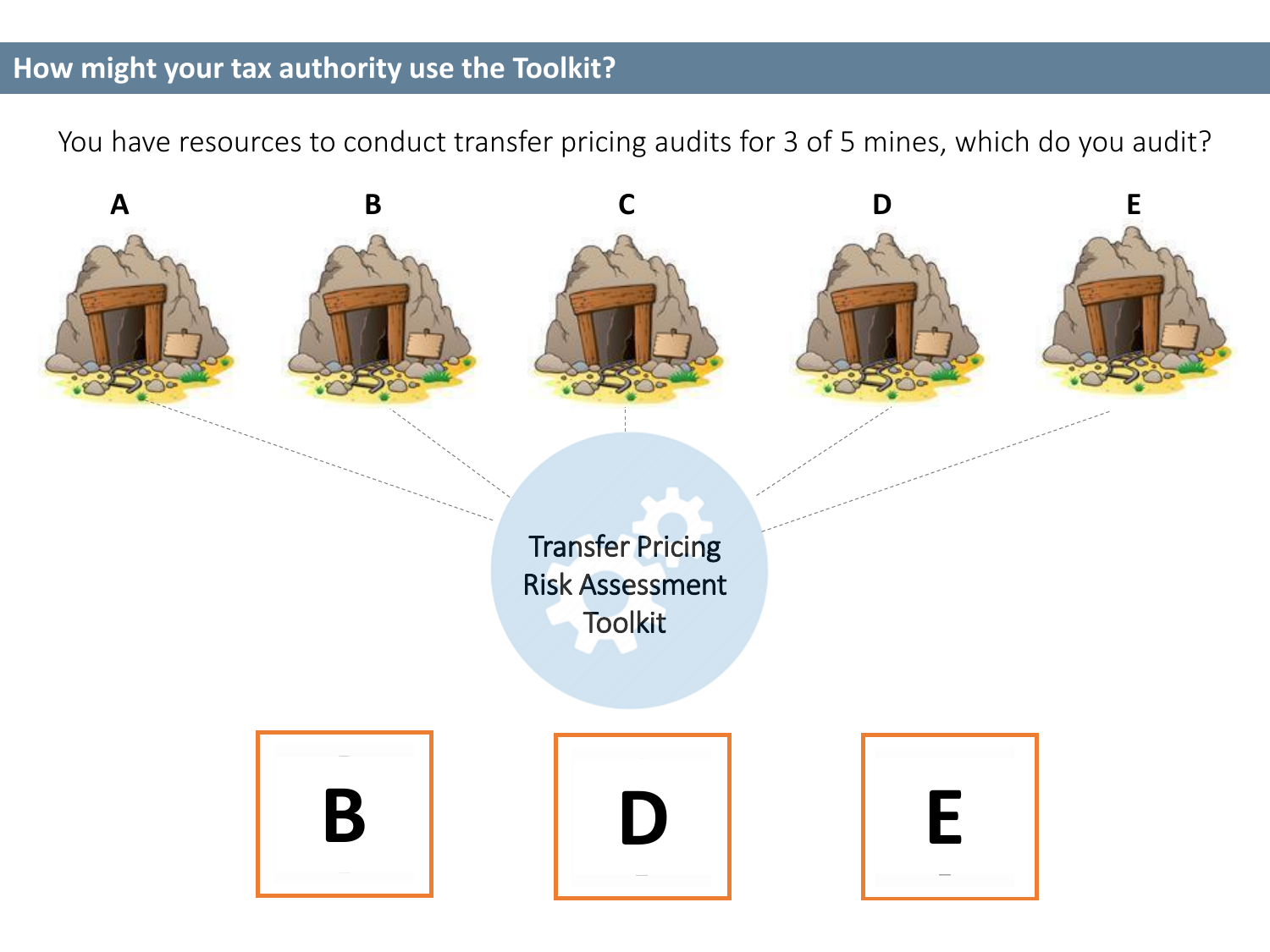## How might your tax authority use the Toolkit?

You have resources to conduct transfer pricing audits for 3 of 5 mines, which do you audit?

A B C D E

Transfer Pricing Risk Assessment Toolkit

B D E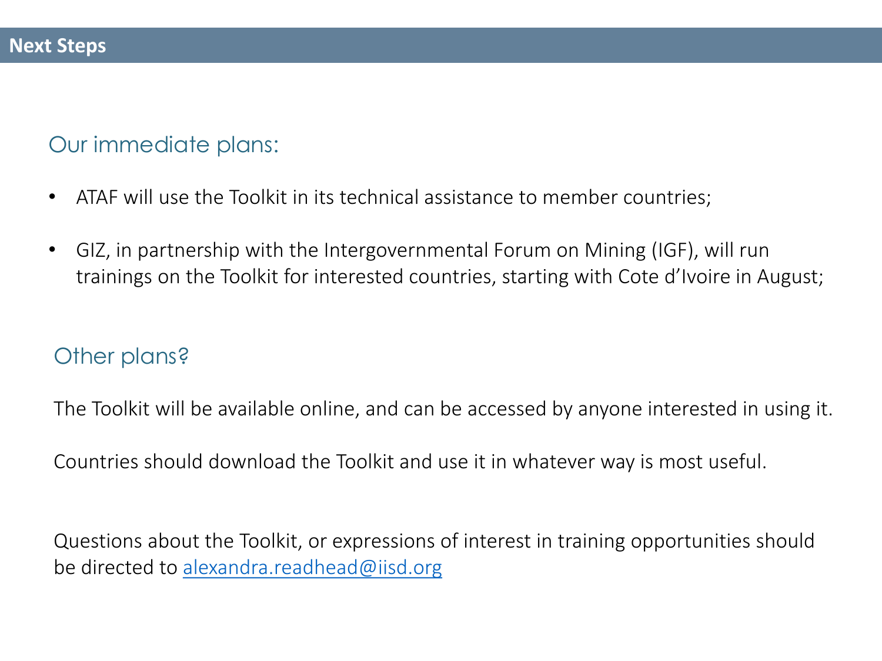# Next Steps

## Our immediate plans:

- ATAF will use the Toolkit in its technical assistance to member countries;
- GIZ, in partnership with the Intergovernmental Forum on Mining (IGF), will run trainings on the Toolkit for interested countries, starting with Cote d'Ivoire in August;

## Other plans?

The Toolkit will be available online, and can be accessed by anyone interested in using it.

Countries should download the Toolkit and use it in whatever way is most useful.

Questions about the Toolkit, or expressions of interest in training opportunities should be directed to alexandra.readhead@iisd.org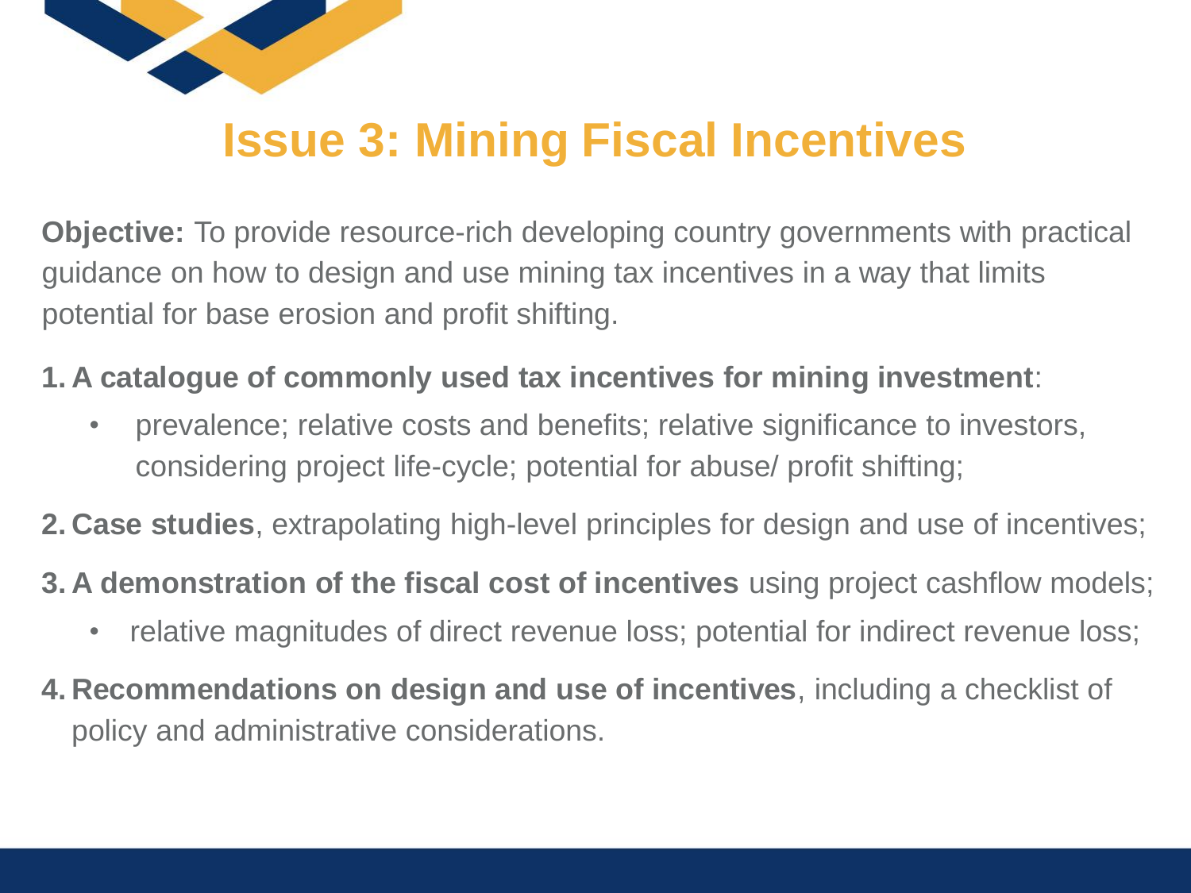# Issue 3: Mining Fiscal Incentives

**Objective:** To provide resource-rich developing country governments with practical guidance on how to design and use mining tax incentives in a way that limits potential for base erosion and profit shifting.

1. **A catalogue of commonly used tax incentives for mining investment**:
   - prevalence; relative costs and benefits; relative significance to investors, considering project life-cycle; potential for abuse/ profit shifting;
2. **Case studies**, extrapolating high-level principles for design and use of incentives;
3. **A demonstration of the fiscal cost of incentives** using project cashflow models;
   - relative magnitudes of direct revenue loss; potential for indirect revenue loss;
4. **Recommendations on design and use of incentives**, including a checklist of policy and administrative considerations.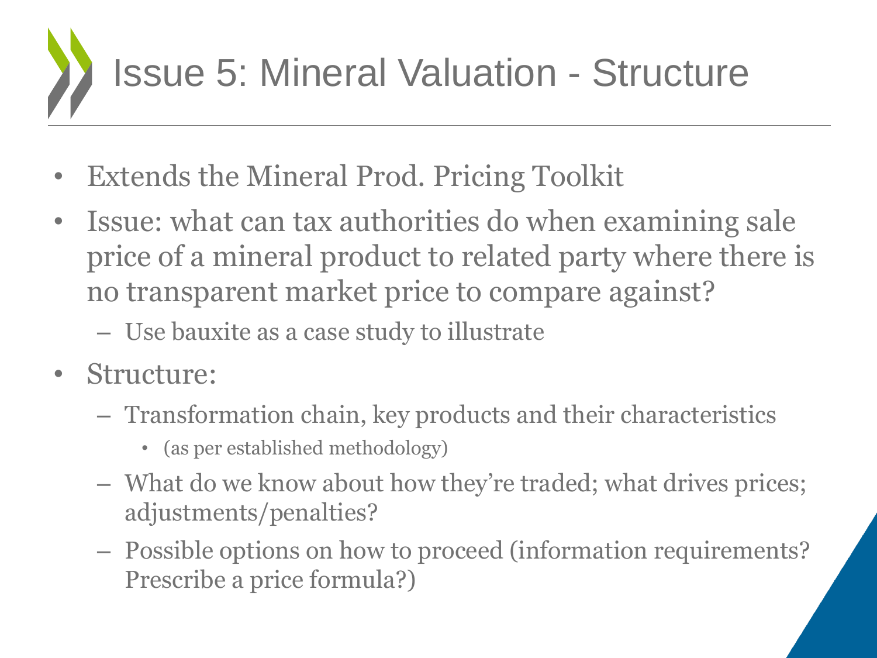# Issue 5: Mineral Valuation - Structure

- Extends the Mineral Prod. Pricing Toolkit
- Issue: what can tax authorities do when examining sale price of a mineral product to related party where there is no transparent market price to compare against?
  - Use bauxite as a case study to illustrate
- Structure:
  - Transformation chain, key products and their characteristics
    - (as per established methodology)
  - What do we know about how they're traded; what drives prices; adjustments/penalties?
  - Possible options on how to proceed (information requirements? Prescribe a price formula?)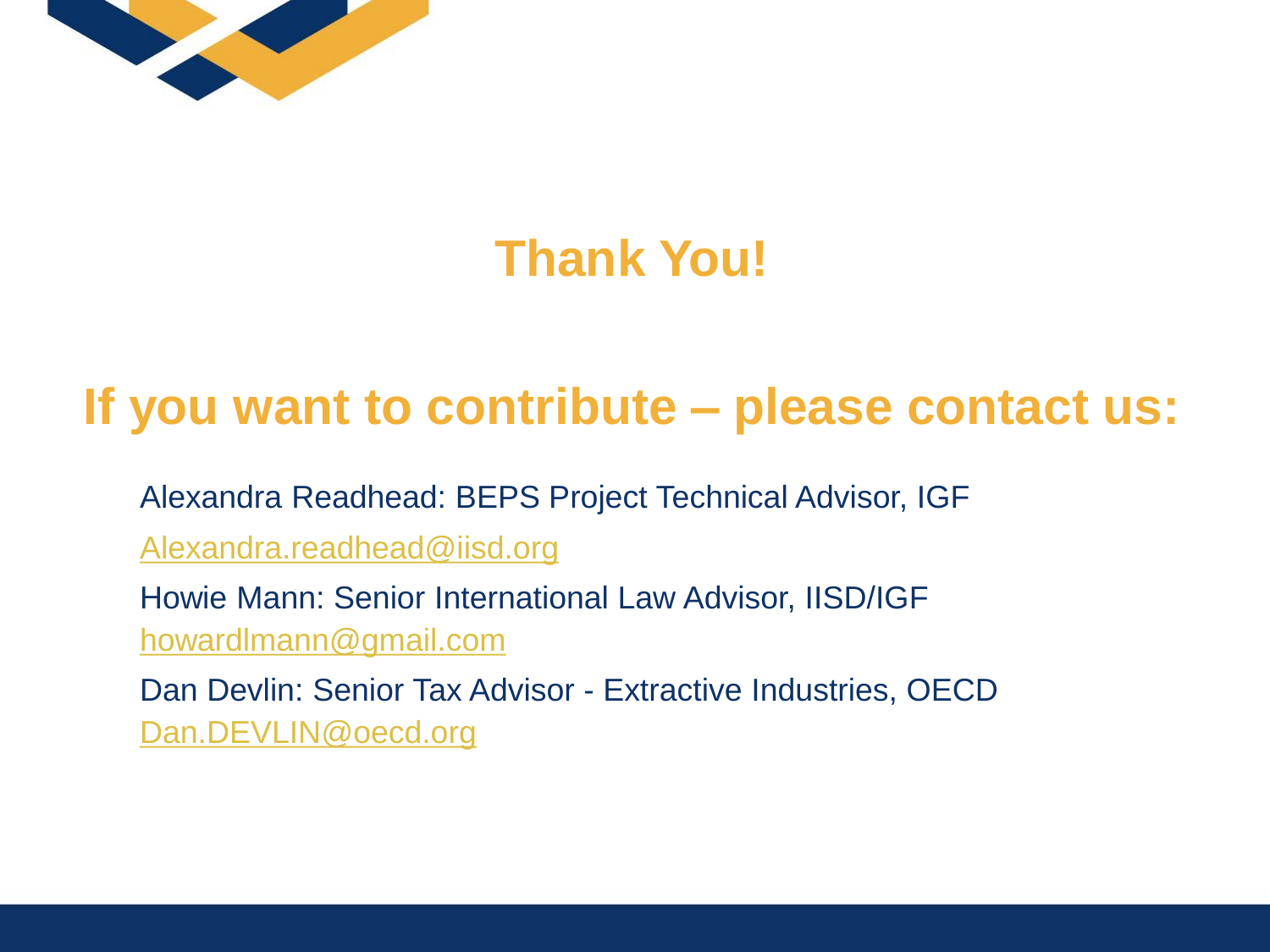# Thank You!

## If you want to contribute – please contact us:

Alexandra Readhead: BEPS Project Technical Advisor, IGF

Alexandra.readhead@iisd.org

Howie Mann: Senior International Law Advisor, IISD/IGF
howardlmann@gmail.com

Dan Devlin: Senior Tax Advisor - Extractive Industries, OECD
Dan.DEVLIN@oecd.org